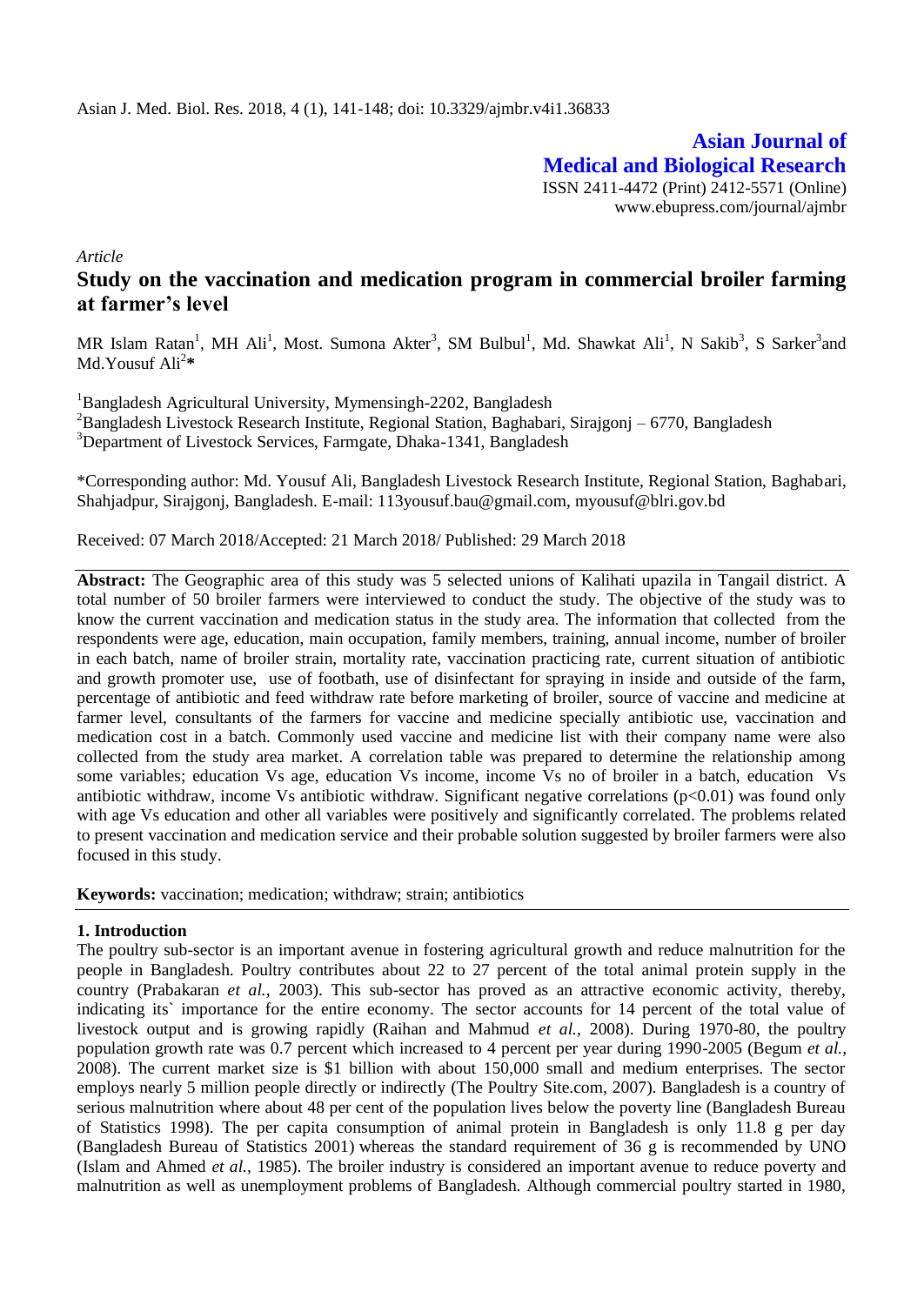**Asian Journal of Medical and Biological Research**

ISSN 2411-4472 (Print) 2412-5571 (Online)
www.ebupress.com/journal/ajmbr

*Article*

# Study on the vaccination and medication program in commercial broiler farming at farmer's level

MR Islam Ratan[1], MH Ali[1], Most. Sumona Akter[3], SM Bulbul[1], Md. Shawkat Ali[1], N Sakib[3], S Sarker[3] and Md.Yousuf Ali[2]*

[1]Bangladesh Agricultural University, Mymensingh-2202, Bangladesh
[2]Bangladesh Livestock Research Institute, Regional Station, Baghabari, Sirajgonj – 6770, Bangladesh
[3]Department of Livestock Services, Farmgate, Dhaka-1341, Bangladesh

*Corresponding author: Md. Yousuf Ali, Bangladesh Livestock Research Institute, Regional Station, Baghabari, Shahjadpur, Sirajgonj, Bangladesh. E-mail: 113yousuf.bau@gmail.com, myousuf@blri.gov.bd

Received: 07 March 2018/Accepted: 21 March 2018/ Published: 29 March 2018

**Abstract:** The Geographic area of this study was 5 selected unions of Kalihati upazila in Tangail district. A total number of 50 broiler farmers were interviewed to conduct the study. The objective of the study was to know the current vaccination and medication status in the study area. The information that collected from the respondents were age, education, main occupation, family members, training, annual income, number of broiler in each batch, name of broiler strain, mortality rate, vaccination practicing rate, current situation of antibiotic and growth promoter use, use of footbath, use of disinfectant for spraying in inside and outside of the farm, percentage of antibiotic and feed withdraw rate before marketing of broiler, source of vaccine and medicine at farmer level, consultants of the farmers for vaccine and medicine specially antibiotic use, vaccination and medication cost in a batch. Commonly used vaccine and medicine list with their company name were also collected from the study area market. A correlation table was prepared to determine the relationship among some variables; education Vs age, education Vs income, income Vs no of broiler in a batch, education Vs antibiotic withdraw, income Vs antibiotic withdraw. Significant negative correlations ($p<0.01$) was found only with age Vs education and other all variables were positively and significantly correlated. The problems related to present vaccination and medication service and their probable solution suggested by broiler farmers were also focused in this study.

**Keywords:** vaccination; medication; withdraw; strain; antibiotics

## 1. Introduction

The poultry sub-sector is an important avenue in fostering agricultural growth and reduce malnutrition for the people in Bangladesh. Poultry contributes about 22 to 27 percent of the total animal protein supply in the country (Prabakaran *et al.,* 2003). This sub-sector has proved as an attractive economic activity, thereby, indicating its` importance for the entire economy. The sector accounts for 14 percent of the total value of livestock output and is growing rapidly (Raihan and Mahmud *et al.,* 2008). During 1970-80, the poultry population growth rate was 0.7 percent which increased to 4 percent per year during 1990-2005 (Begum *et al.*, 2008). The current market size is $1 billion with about 150,000 small and medium enterprises. The sector employs nearly 5 million people directly or indirectly (The Poultry Site.com, 2007). Bangladesh is a country of serious malnutrition where about 48 per cent of the population lives below the poverty line (Bangladesh Bureau of Statistics 1998). The per capita consumption of animal protein in Bangladesh is only 11.8 g per day (Bangladesh Bureau of Statistics 2001) whereas the standard requirement of 36 g is recommended by UNO (Islam and Ahmed *et al.,* 1985). The broiler industry is considered an important avenue to reduce poverty and malnutrition as well as unemployment problems of Bangladesh. Although commercial poultry started in 1980,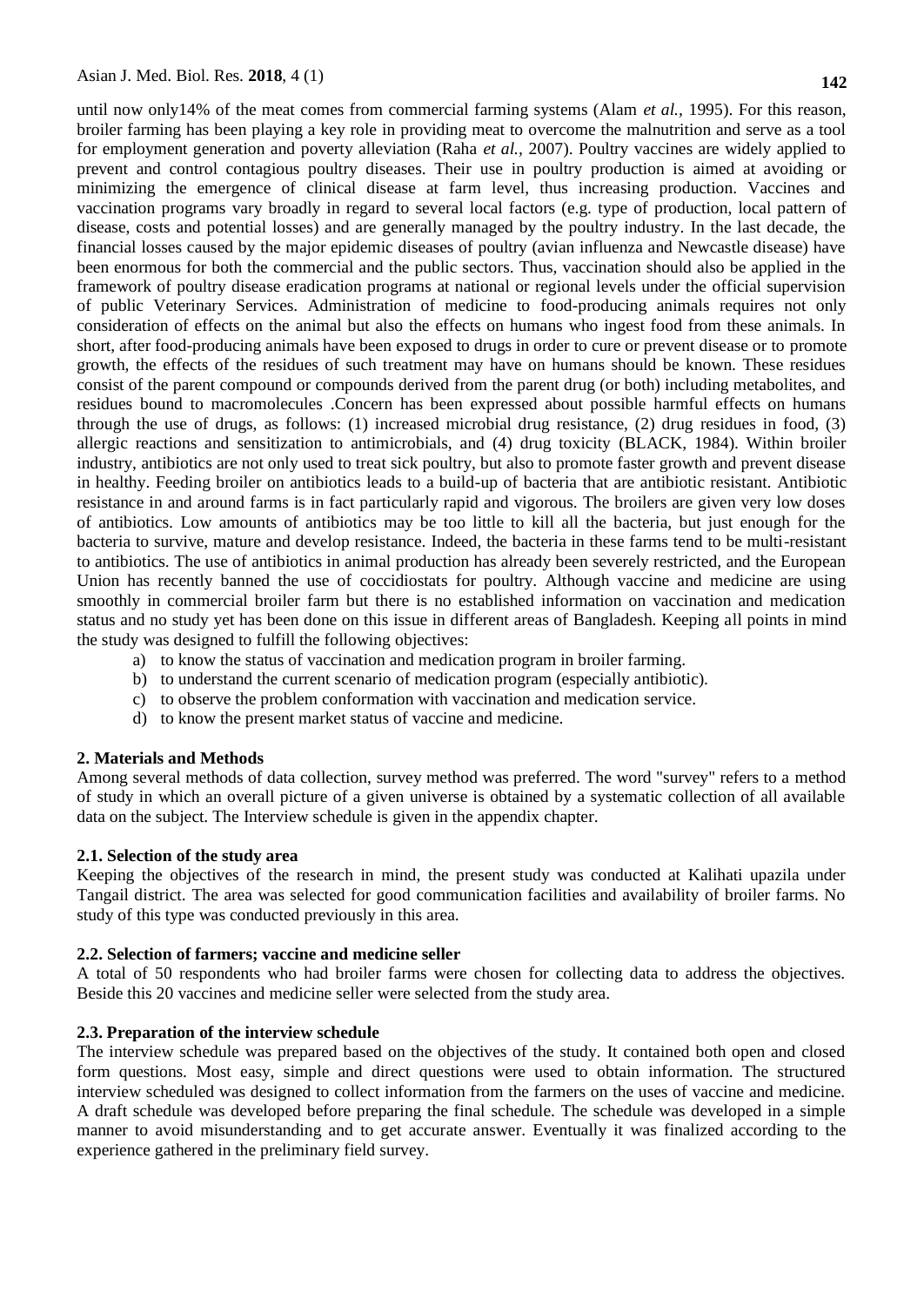until now only14% of the meat comes from commercial farming systems (Alam *et al.,* 1995). For this reason, broiler farming has been playing a key role in providing meat to overcome the malnutrition and serve as a tool for employment generation and poverty alleviation (Raha *et al.,* 2007). Poultry vaccines are widely applied to prevent and control contagious poultry diseases. Their use in poultry production is aimed at avoiding or minimizing the emergence of clinical disease at farm level, thus increasing production. Vaccines and vaccination programs vary broadly in regard to several local factors (e.g. type of production, local pattern of disease, costs and potential losses) and are generally managed by the poultry industry. In the last decade, the financial losses caused by the major epidemic diseases of poultry (avian influenza and Newcastle disease) have been enormous for both the commercial and the public sectors. Thus, vaccination should also be applied in the framework of poultry disease eradication programs at national or regional levels under the official supervision of public Veterinary Services. Administration of medicine to food-producing animals requires not only consideration of effects on the animal but also the effects on humans who ingest food from these animals. In short, after food-producing animals have been exposed to drugs in order to cure or prevent disease or to promote growth, the effects of the residues of such treatment may have on humans should be known. These residues consist of the parent compound or compounds derived from the parent drug (or both) including metabolites, and residues bound to macromolecules .Concern has been expressed about possible harmful effects on humans through the use of drugs, as follows: (1) increased microbial drug resistance, (2) drug residues in food, (3) allergic reactions and sensitization to antimicrobials, and (4) drug toxicity (BLACK, 1984). Within broiler industry, antibiotics are not only used to treat sick poultry, but also to promote faster growth and prevent disease in healthy. Feeding broiler on antibiotics leads to a build-up of bacteria that are antibiotic resistant. Antibiotic resistance in and around farms is in fact particularly rapid and vigorous. The broilers are given very low doses of antibiotics. Low amounts of antibiotics may be too little to kill all the bacteria, but just enough for the bacteria to survive, mature and develop resistance. Indeed, the bacteria in these farms tend to be multi-resistant to antibiotics. The use of antibiotics in animal production has already been severely restricted, and the European Union has recently banned the use of coccidiostats for poultry. Although vaccine and medicine are using smoothly in commercial broiler farm but there is no established information on vaccination and medication status and no study yet has been done on this issue in different areas of Bangladesh. Keeping all points in mind the study was designed to fulfill the following objectives:

a) to know the status of vaccination and medication program in broiler farming.
b) to understand the current scenario of medication program (especially antibiotic).
c) to observe the problem conformation with vaccination and medication service.
d) to know the present market status of vaccine and medicine.

## 2. Materials and Methods

Among several methods of data collection, survey method was preferred. The word "survey" refers to a method of study in which an overall picture of a given universe is obtained by a systematic collection of all available data on the subject. The Interview schedule is given in the appendix chapter.

### 2.1. Selection of the study area

Keeping the objectives of the research in mind, the present study was conducted at Kalihati upazila under Tangail district. The area was selected for good communication facilities and availability of broiler farms. No study of this type was conducted previously in this area.

### 2.2. Selection of farmers; vaccine and medicine seller

A total of 50 respondents who had broiler farms were chosen for collecting data to address the objectives. Beside this 20 vaccines and medicine seller were selected from the study area.

### 2.3. Preparation of the interview schedule

The interview schedule was prepared based on the objectives of the study. It contained both open and closed form questions. Most easy, simple and direct questions were used to obtain information. The structured interview scheduled was designed to collect information from the farmers on the uses of vaccine and medicine. A draft schedule was developed before preparing the final schedule. The schedule was developed in a simple manner to avoid misunderstanding and to get accurate answer. Eventually it was finalized according to the experience gathered in the preliminary field survey.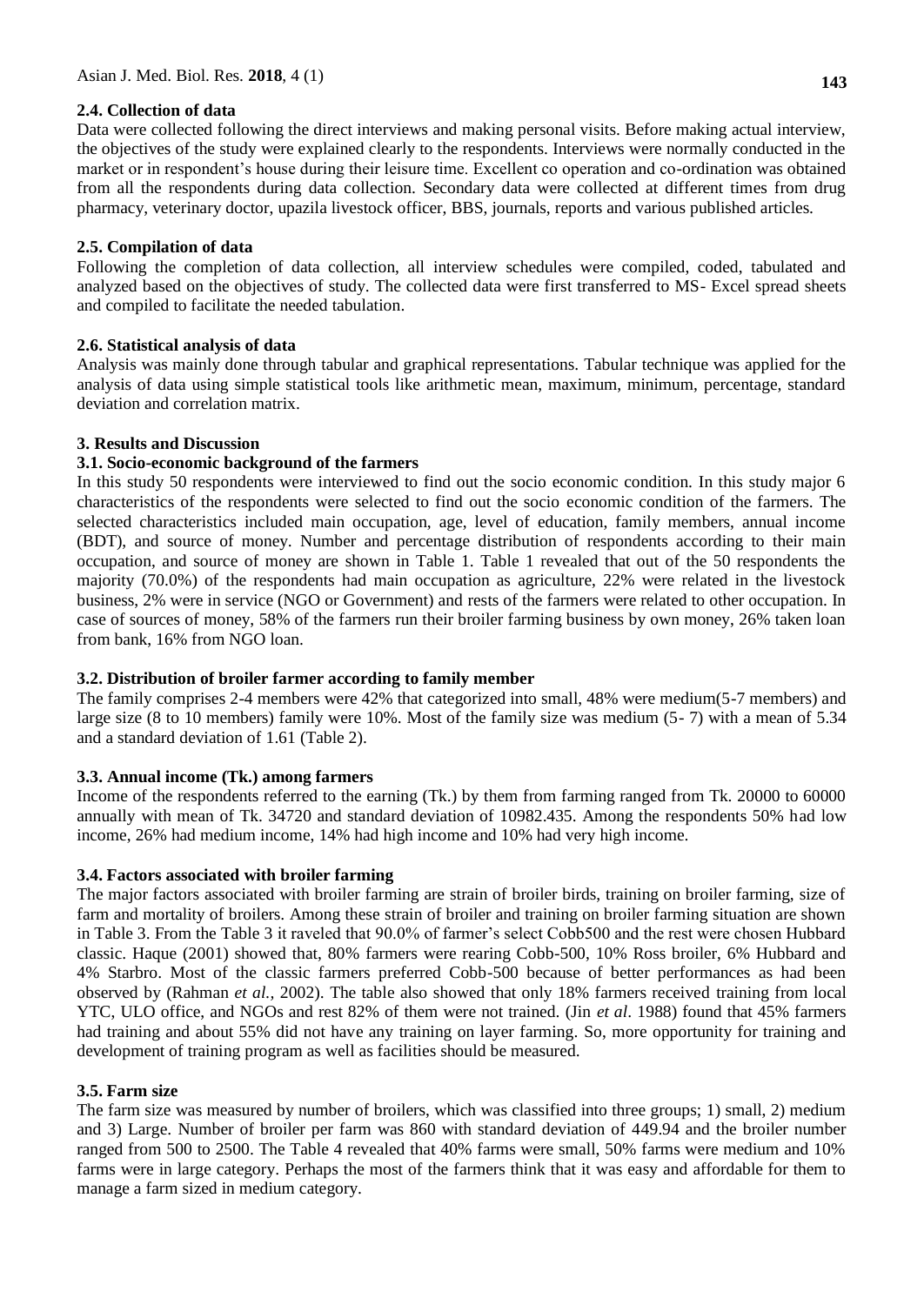### 2.4. Collection of data

Data were collected following the direct interviews and making personal visits. Before making actual interview, the objectives of the study were explained clearly to the respondents. Interviews were normally conducted in the market or in respondent's house during their leisure time. Excellent co operation and co-ordination was obtained from all the respondents during data collection. Secondary data were collected at different times from drug pharmacy, veterinary doctor, upazila livestock officer, BBS, journals, reports and various published articles.

### 2.5. Compilation of data

Following the completion of data collection, all interview schedules were compiled, coded, tabulated and analyzed based on the objectives of study. The collected data were first transferred to MS- Excel spread sheets and compiled to facilitate the needed tabulation.

### 2.6. Statistical analysis of data

Analysis was mainly done through tabular and graphical representations. Tabular technique was applied for the analysis of data using simple statistical tools like arithmetic mean, maximum, minimum, percentage, standard deviation and correlation matrix.

## 3. Results and Discussion

### 3.1. Socio-economic background of the farmers

In this study 50 respondents were interviewed to find out the socio economic condition. In this study major 6 characteristics of the respondents were selected to find out the socio economic condition of the farmers. The selected characteristics included main occupation, age, level of education, family members, annual income (BDT), and source of money. Number and percentage distribution of respondents according to their main occupation, and source of money are shown in Table 1. Table 1 revealed that out of the 50 respondents the majority (70.0%) of the respondents had main occupation as agriculture, 22% were related in the livestock business, 2% were in service (NGO or Government) and rests of the farmers were related to other occupation. In case of sources of money, 58% of the farmers run their broiler farming business by own money, 26% taken loan from bank, 16% from NGO loan.

### 3.2. Distribution of broiler farmer according to family member

The family comprises 2-4 members were 42% that categorized into small, 48% were medium(5-7 members) and large size (8 to 10 members) family were 10%. Most of the family size was medium (5- 7) with a mean of 5.34 and a standard deviation of 1.61 (Table 2).

### 3.3. Annual income (Tk.) among farmers

Income of the respondents referred to the earning (Tk.) by them from farming ranged from Tk. 20000 to 60000 annually with mean of Tk. 34720 and standard deviation of 10982.435. Among the respondents 50% had low income, 26% had medium income, 14% had high income and 10% had very high income.

### 3.4. Factors associated with broiler farming

The major factors associated with broiler farming are strain of broiler birds, training on broiler farming, size of farm and mortality of broilers. Among these strain of broiler and training on broiler farming situation are shown in Table 3. From the Table 3 it raveled that 90.0% of farmer's select Cobb500 and the rest were chosen Hubbard classic. Haque (2001) showed that, 80% farmers were rearing Cobb-500, 10% Ross broiler, 6% Hubbard and 4% Starbro. Most of the classic farmers preferred Cobb-500 because of better performances as had been observed by (Rahman *et al.,* 2002). The table also showed that only 18% farmers received training from local YTC, ULO office, and NGOs and rest 82% of them were not trained. (Jin *et al*. 1988) found that 45% farmers had training and about 55% did not have any training on layer farming. So, more opportunity for training and development of training program as well as facilities should be measured.

### 3.5. Farm size

The farm size was measured by number of broilers, which was classified into three groups; 1) small, 2) medium and 3) Large. Number of broiler per farm was 860 with standard deviation of 449.94 and the broiler number ranged from 500 to 2500. The Table 4 revealed that 40% farms were small, 50% farms were medium and 10% farms were in large category. Perhaps the most of the farmers think that it was easy and affordable for them to manage a farm sized in medium category.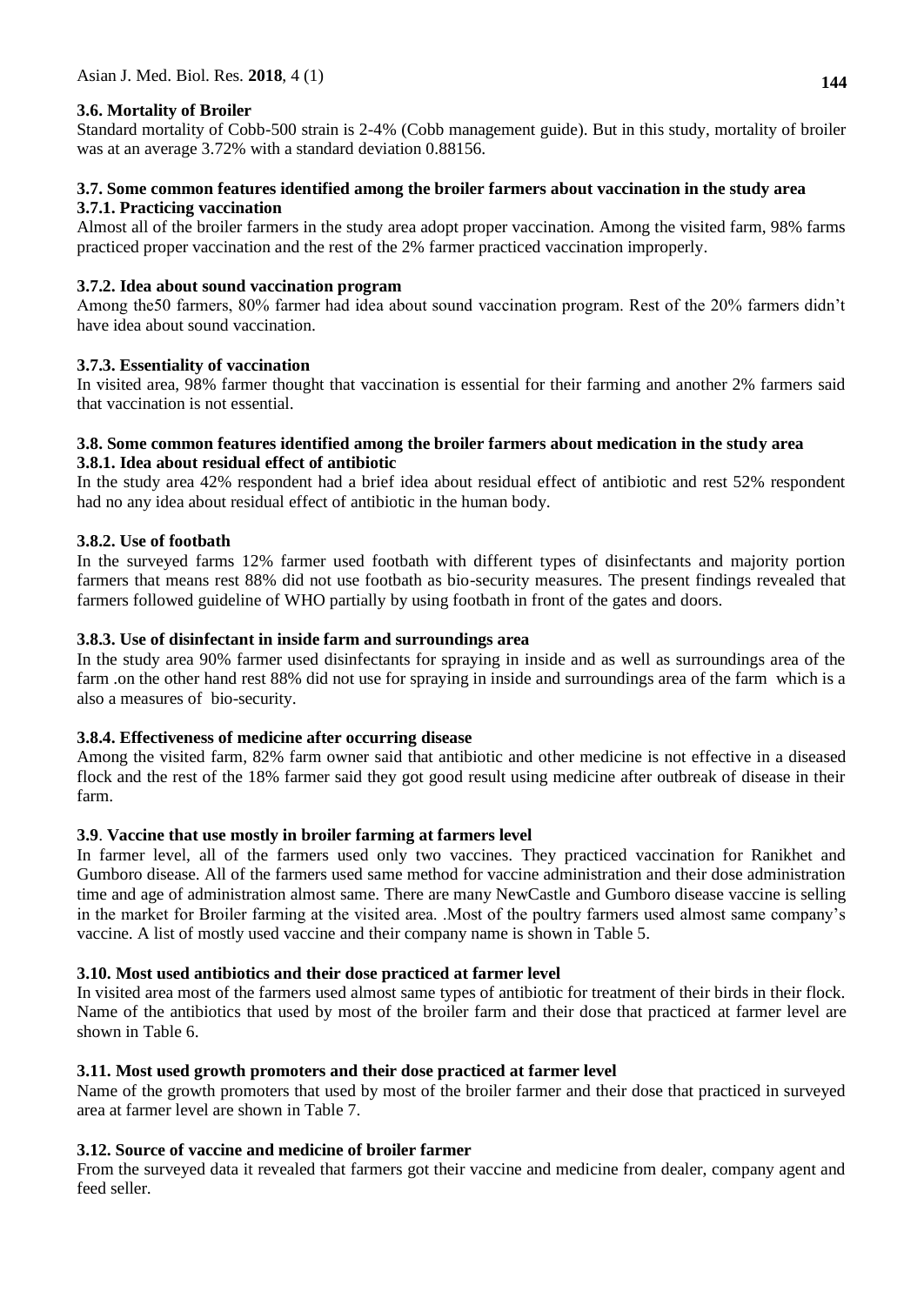### 3.6. Mortality of Broiler

Standard mortality of Cobb-500 strain is 2-4% (Cobb management guide). But in this study, mortality of broiler was at an average 3.72% with a standard deviation 0.88156.

### 3.7. Some common features identified among the broiler farmers about vaccination in the study area

#### 3.7.1. Practicing vaccination

Almost all of the broiler farmers in the study area adopt proper vaccination. Among the visited farm, 98% farms practiced proper vaccination and the rest of the 2% farmer practiced vaccination improperly.

#### 3.7.2. Idea about sound vaccination program

Among the50 farmers, 80% farmer had idea about sound vaccination program. Rest of the 20% farmers didn't have idea about sound vaccination.

#### 3.7.3. Essentiality of vaccination

In visited area, 98% farmer thought that vaccination is essential for their farming and another 2% farmers said that vaccination is not essential.

### 3.8. Some common features identified among the broiler farmers about medication in the study area

#### 3.8.1. Idea about residual effect of antibiotic

In the study area 42% respondent had a brief idea about residual effect of antibiotic and rest 52% respondent had no any idea about residual effect of antibiotic in the human body.

#### 3.8.2. Use of footbath

In the surveyed farms 12% farmer used footbath with different types of disinfectants and majority portion farmers that means rest 88% did not use footbath as bio-security measures. The present findings revealed that farmers followed guideline of WHO partially by using footbath in front of the gates and doors.

#### 3.8.3. Use of disinfectant in inside farm and surroundings area

In the study area 90% farmer used disinfectants for spraying in inside and as well as surroundings area of the farm .on the other hand rest 88% did not use for spraying in inside and surroundings area of the farm which is a also a measures of bio-security.

#### 3.8.4. Effectiveness of medicine after occurring disease

Among the visited farm, 82% farm owner said that antibiotic and other medicine is not effective in a diseased flock and the rest of the 18% farmer said they got good result using medicine after outbreak of disease in their farm.

### 3.9. Vaccine that use mostly in broiler farming at farmers level

In farmer level, all of the farmers used only two vaccines. They practiced vaccination for Ranikhet and Gumboro disease. All of the farmers used same method for vaccine administration and their dose administration time and age of administration almost same. There are many NewCastle and Gumboro disease vaccine is selling in the market for Broiler farming at the visited area. .Most of the poultry farmers used almost same company's vaccine. A list of mostly used vaccine and their company name is shown in Table 5.

### 3.10. Most used antibiotics and their dose practiced at farmer level

In visited area most of the farmers used almost same types of antibiotic for treatment of their birds in their flock. Name of the antibiotics that used by most of the broiler farm and their dose that practiced at farmer level are shown in Table 6.

### 3.11. Most used growth promoters and their dose practiced at farmer level

Name of the growth promoters that used by most of the broiler farmer and their dose that practiced in surveyed area at farmer level are shown in Table 7.

### 3.12. Source of vaccine and medicine of broiler farmer

From the surveyed data it revealed that farmers got their vaccine and medicine from dealer, company agent and feed seller.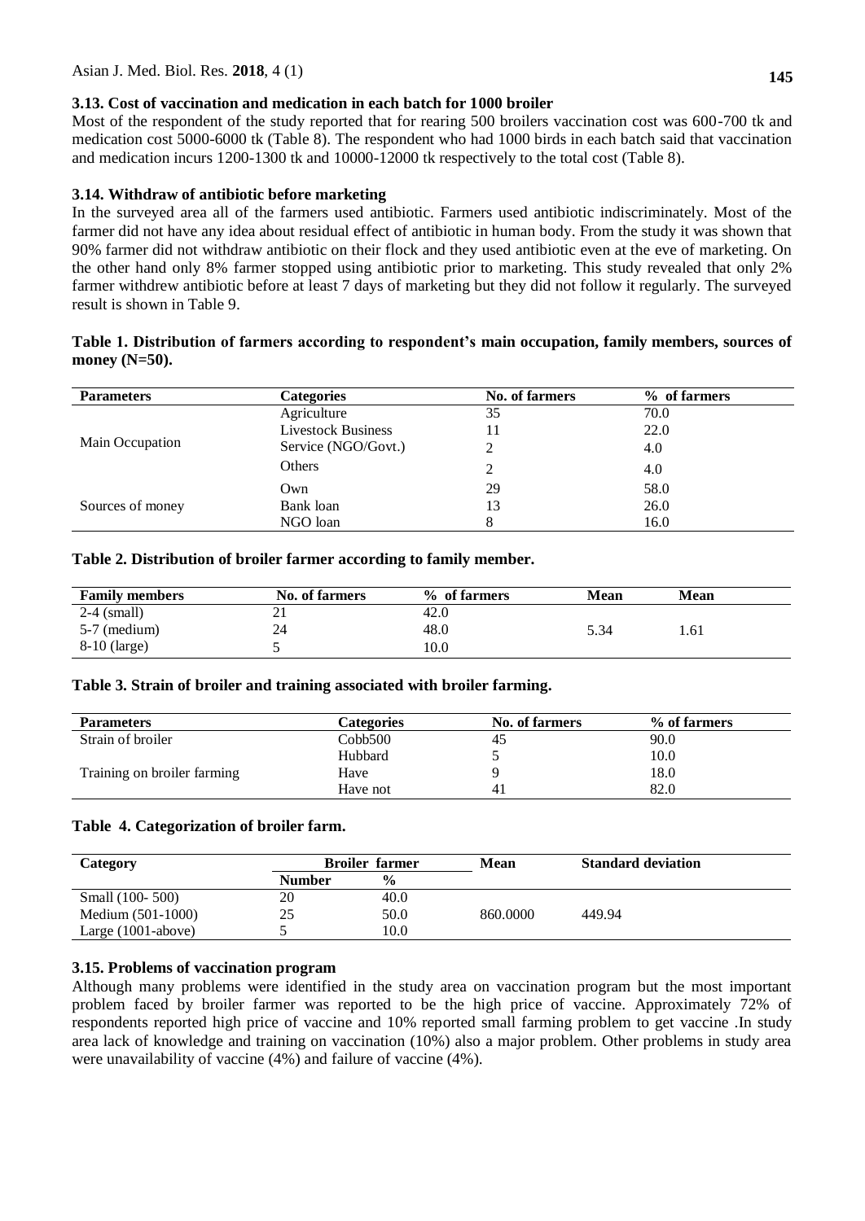### 3.13. Cost of vaccination and medication in each batch for 1000 broiler

Most of the respondent of the study reported that for rearing 500 broilers vaccination cost was 600-700 tk and medication cost 5000-6000 tk (Table 8). The respondent who had 1000 birds in each batch said that vaccination and medication incurs 1200-1300 tk and 10000-12000 tk respectively to the total cost (Table 8).

### 3.14. Withdraw of antibiotic before marketing

In the surveyed area all of the farmers used antibiotic. Farmers used antibiotic indiscriminately. Most of the farmer did not have any idea about residual effect of antibiotic in human body. From the study it was shown that 90% farmer did not withdraw antibiotic on their flock and they used antibiotic even at the eve of marketing. On the other hand only 8% farmer stopped using antibiotic prior to marketing. This study revealed that only 2% farmer withdrew antibiotic before at least 7 days of marketing but they did not follow it regularly. The surveyed result is shown in Table 9.

**Table 1. Distribution of farmers according to respondent's main occupation, family members, sources of money (N=50).**

| Parameters | Categories | No. of farmers | % of farmers |
|---|---|---|---|
| Main Occupation | Agriculture | 35 | 70.0 |
| | Livestock Business | 11 | 22.0 |
| | Service (NGO/Govt.) | 2 | 4.0 |
| | Others | 2 | 4.0 |
| Sources of money | Own | 29 | 58.0 |
| | Bank loan | 13 | 26.0 |
| | NGO loan | 8 | 16.0 |

**Table 2. Distribution of broiler farmer according to family member.**

| Family members | No. of farmers | % of farmers | Mean | Mean |
|---|---|---|---|---|
| 2-4 (small) | 21 | 42.0 | | |
| 5-7 (medium) | 24 | 48.0 | 5.34 | 1.61 |
| 8-10 (large) | 5 | 10.0 | | |

**Table 3. Strain of broiler and training associated with broiler farming.**

| Parameters | Categories | No. of farmers | % of farmers |
|---|---|---|---|
| Strain of broiler | Cobb500 | 45 | 90.0 |
| | Hubbard | 5 | 10.0 |
| Training on broiler farming | Have | 9 | 18.0 |
| | Have not | 41 | 82.0 |

**Table 4. Categorization of broiler farm.**

| Category | Broiler farmer | | Mean | Standard deviation |
|---|---|---|---|---|
| | Number | % | | |
| Small (100- 500) | 20 | 40.0 | | |
| Medium (501-1000) | 25 | 50.0 | 860.0000 | 449.94 |
| Large (1001-above) | 5 | 10.0 | | |

### 3.15. Problems of vaccination program

Although many problems were identified in the study area on vaccination program but the most important problem faced by broiler farmer was reported to be the high price of vaccine. Approximately 72% of respondents reported high price of vaccine and 10% reported small farming problem to get vaccine .In study area lack of knowledge and training on vaccination (10%) also a major problem. Other problems in study area were unavailability of vaccine (4%) and failure of vaccine (4%).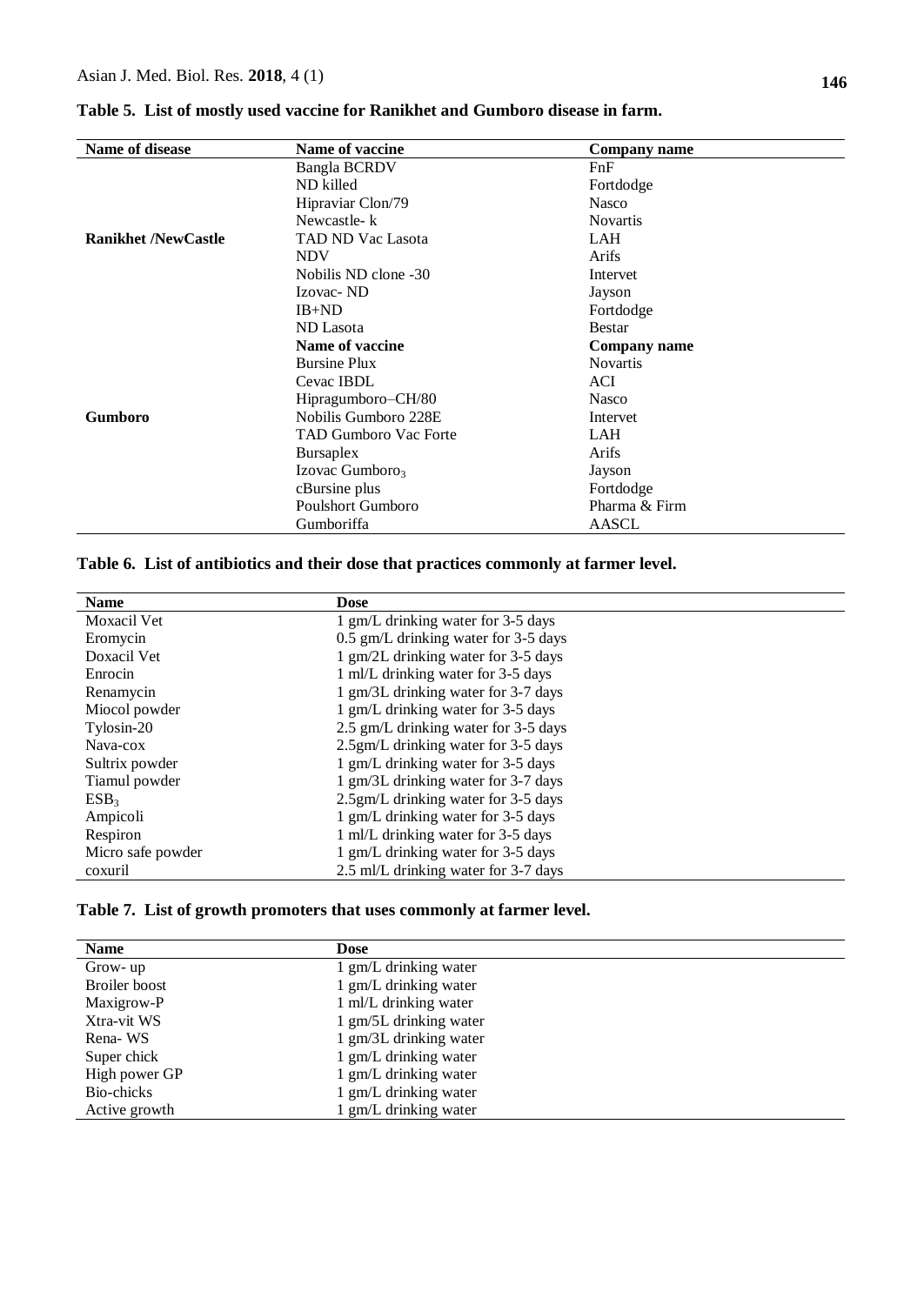**Table 5. List of mostly used vaccine for Ranikhet and Gumboro disease in farm.**

| Name of disease | Name of vaccine | Company name |
|---|---|---|
| Ranikhet /NewCastle | Bangla BCRDV | FnF |
| | ND killed | Fortdodge |
| | Hipraviar Clon/79 | Nasco |
| | Newcastle- k | Novartis |
| | TAD ND Vac Lasota | LAH |
| | NDV | Arifs |
| | Nobilis ND clone -30 | Intervet |
| | Izovac- ND | Jayson |
| | IB+ND | Fortdodge |
| | ND Lasota | Bestar |
| | **Name of vaccine** | **Company name** |
| Gumboro | Bursine Plux | Novartis |
| | Cevac IBDL | ACI |
| | Hipragumboro–CH/80 | Nasco |
| | Nobilis Gumboro 228E | Intervet |
| | TAD Gumboro Vac Forte | LAH |
| | Bursaplex | Arifs |
| | Izovac $Gumboro_3$ | Jayson |
| | cBursine plus | Fortdodge |
| | Poulshort Gumboro | Pharma & Firm |
| | Gumboriffa | AASCL |

**Table 6. List of antibiotics and their dose that practices commonly at farmer level.**

| Name | Dose |
|---|---|
| Moxacil Vet | 1 gm/L drinking water for 3-5 days |
| Eromycin | 0.5 gm/L drinking water for 3-5 days |
| Doxacil Vet | 1 gm/2L drinking water for 3-5 days |
| Enrocin | 1 ml/L drinking water for 3-5 days |
| Renamycin | 1 gm/3L drinking water for 3-7 days |
| Miocol powder | 1 gm/L drinking water for 3-5 days |
| Tylosin-20 | 2.5 gm/L drinking water for 3-5 days |
| Nava-cox | 2.5gm/L drinking water for 3-5 days |
| Sultrix powder | 1 gm/L drinking water for 3-5 days |
| Tiamul powder | 1 gm/3L drinking water for 3-7 days |
| $ESB_3$ | 2.5gm/L drinking water for 3-5 days |
| Ampicoli | 1 gm/L drinking water for 3-5 days |
| Respiron | 1 ml/L drinking water for 3-5 days |
| Micro safe powder | 1 gm/L drinking water for 3-5 days |
| coxuril | 2.5 ml/L drinking water for 3-7 days |

**Table 7. List of growth promoters that uses commonly at farmer level.**

| Name | Dose |
|---|---|
| Grow- up | 1 gm/L drinking water |
| Broiler boost | 1 gm/L drinking water |
| Maxigrow-P | 1 ml/L drinking water |
| Xtra-vit WS | 1 gm/5L drinking water |
| Rena- WS | 1 gm/3L drinking water |
| Super chick | 1 gm/L drinking water |
| High power GP | 1 gm/L drinking water |
| Bio-chicks | 1 gm/L drinking water |
| Active growth | 1 gm/L drinking water |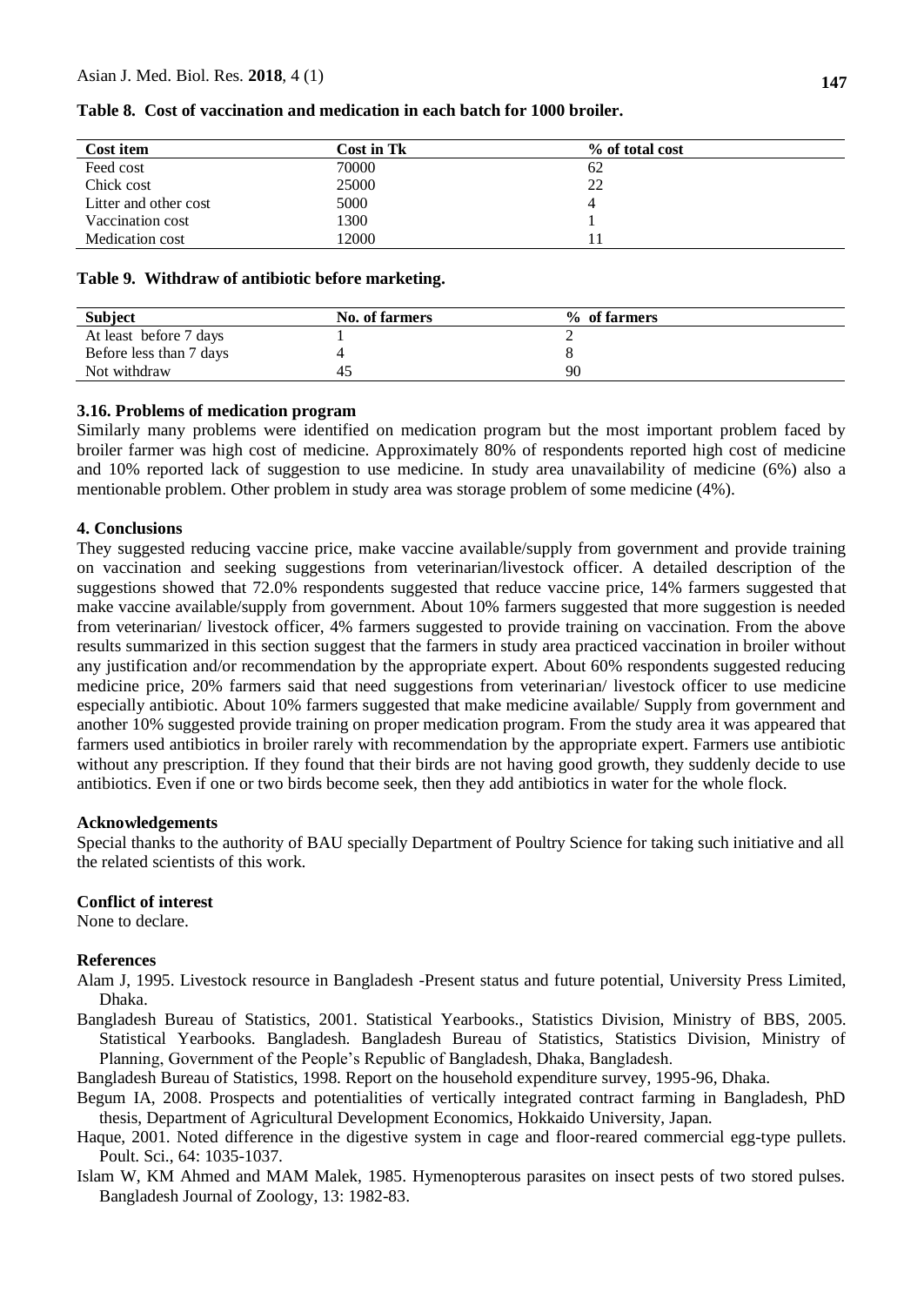**Table 8. Cost of vaccination and medication in each batch for 1000 broiler.**

| Cost item | Cost in Tk | % of total cost |
|---|---|---|
| Feed cost | 70000 | 62 |
| Chick cost | 25000 | 22 |
| Litter and other cost | 5000 | 4 |
| Vaccination cost | 1300 | 1 |
| Medication cost | 12000 | 11 |

**Table 9. Withdraw of antibiotic before marketing.**

| Subject | No. of farmers | % of farmers |
|---|---|---|
| At least before 7 days | 1 | 2 |
| Before less than 7 days | 4 | 8 |
| Not withdraw | 45 | 90 |

### 3.16. Problems of medication program

Similarly many problems were identified on medication program but the most important problem faced by broiler farmer was high cost of medicine. Approximately 80% of respondents reported high cost of medicine and 10% reported lack of suggestion to use medicine. In study area unavailability of medicine (6%) also a mentionable problem. Other problem in study area was storage problem of some medicine (4%).

## 4. Conclusions

They suggested reducing vaccine price, make vaccine available/supply from government and provide training on vaccination and seeking suggestions from veterinarian/livestock officer. A detailed description of the suggestions showed that 72.0% respondents suggested that reduce vaccine price, 14% farmers suggested that make vaccine available/supply from government. About 10% farmers suggested that more suggestion is needed from veterinarian/ livestock officer, 4% farmers suggested to provide training on vaccination. From the above results summarized in this section suggest that the farmers in study area practiced vaccination in broiler without any justification and/or recommendation by the appropriate expert. About 60% respondents suggested reducing medicine price, 20% farmers said that need suggestions from veterinarian/ livestock officer to use medicine especially antibiotic. About 10% farmers suggested that make medicine available/ Supply from government and another 10% suggested provide training on proper medication program. From the study area it was appeared that farmers used antibiotics in broiler rarely with recommendation by the appropriate expert. Farmers use antibiotic without any prescription. If they found that their birds are not having good growth, they suddenly decide to use antibiotics. Even if one or two birds become seek, then they add antibiotics in water for the whole flock.

### Acknowledgements

Special thanks to the authority of BAU specially Department of Poultry Science for taking such initiative and all the related scientists of this work.

### Conflict of interest

None to declare.

### References

Alam J, 1995. Livestock resource in Bangladesh -Present status and future potential, University Press Limited, Dhaka.

Bangladesh Bureau of Statistics, 2001. Statistical Yearbooks., Statistics Division, Ministry of BBS, 2005. Statistical Yearbooks. Bangladesh. Bangladesh Bureau of Statistics, Statistics Division, Ministry of Planning, Government of the People's Republic of Bangladesh, Dhaka, Bangladesh.

Bangladesh Bureau of Statistics, 1998. Report on the household expenditure survey, 1995-96, Dhaka.

Begum IA, 2008. Prospects and potentialities of vertically integrated contract farming in Bangladesh, PhD thesis, Department of Agricultural Development Economics, Hokkaido University, Japan.

Haque, 2001. Noted difference in the digestive system in cage and floor-reared commercial egg-type pullets. Poult. Sci., 64: 1035-1037.

Islam W, KM Ahmed and MAM Malek, 1985. Hymenopterous parasites on insect pests of two stored pulses. Bangladesh Journal of Zoology, 13: 1982-83.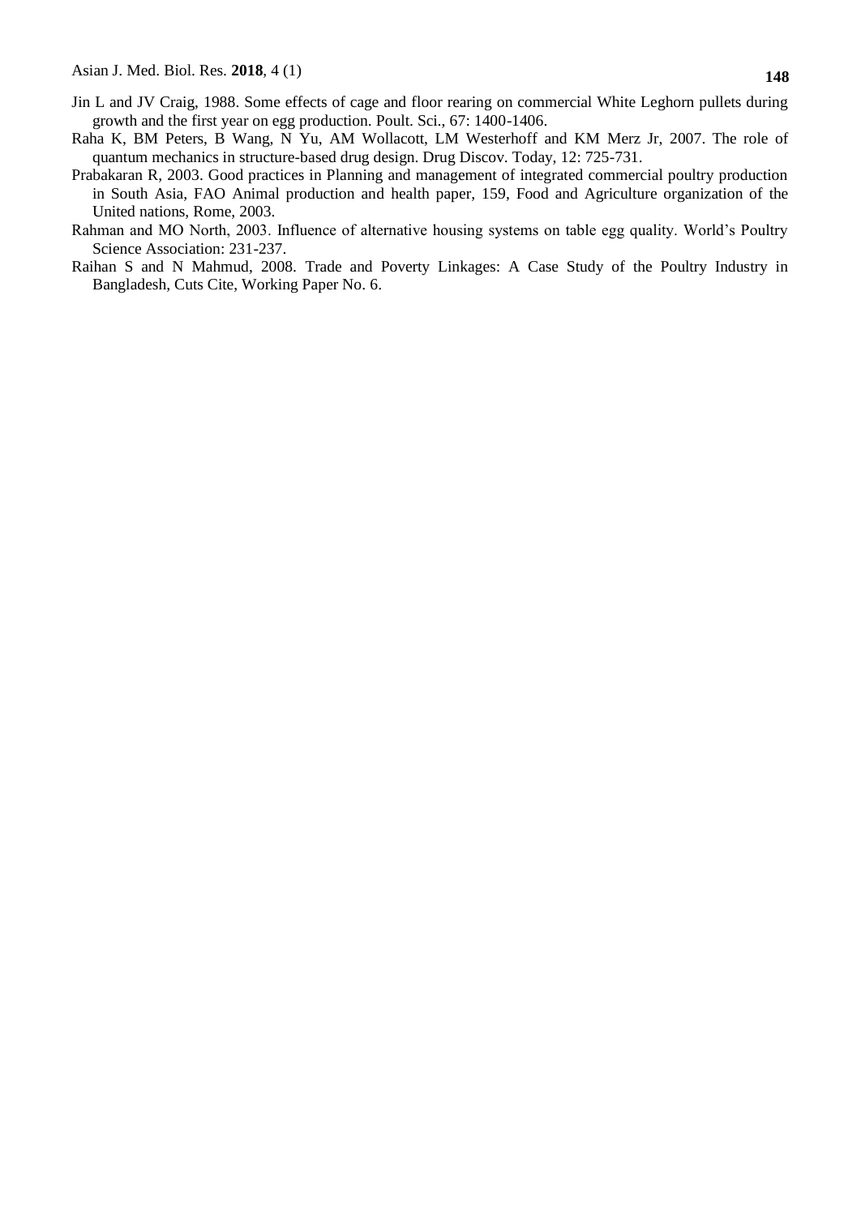Jin L and JV Craig, 1988. Some effects of cage and floor rearing on commercial White Leghorn pullets during growth and the first year on egg production. Poult. Sci., 67: 1400-1406.

Raha K, BM Peters, B Wang, N Yu, AM Wollacott, LM Westerhoff and KM Merz Jr, 2007. The role of quantum mechanics in structure-based drug design. Drug Discov. Today, 12: 725-731.

Prabakaran R, 2003. Good practices in Planning and management of integrated commercial poultry production in South Asia, FAO Animal production and health paper, 159, Food and Agriculture organization of the United nations, Rome, 2003.

Rahman and MO North, 2003. Influence of alternative housing systems on table egg quality. World's Poultry Science Association: 231-237.

Raihan S and N Mahmud, 2008. Trade and Poverty Linkages: A Case Study of the Poultry Industry in Bangladesh, Cuts Cite, Working Paper No. 6.